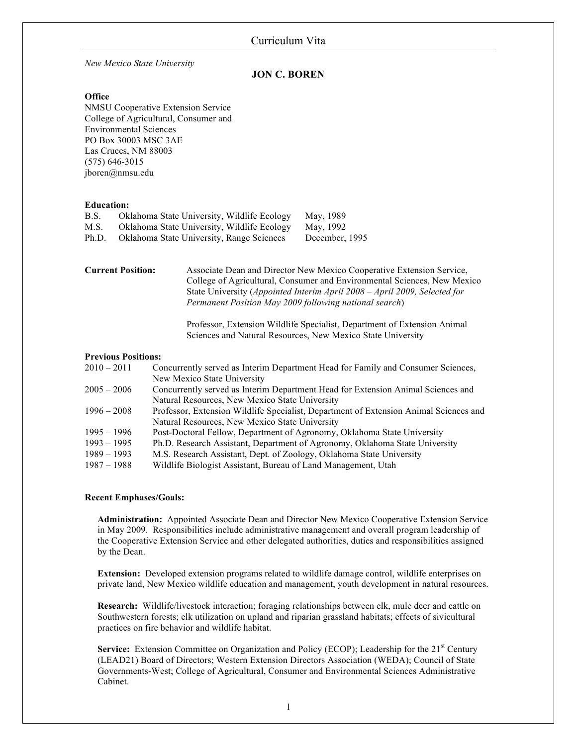# Curriculum Vita

*New Mexico State University*

## JON C. BOREN

**Office**
NMSU Cooperative Extension Service
College of Agricultural, Consumer and Environmental Sciences
PO Box 30003 MSC 3AE
Las Cruces, NM 88003
(575) 646-3015
jboren@nmsu.edu

**Education:**

| | | |
|---|---|---|
| B.S. | Oklahoma State University, Wildlife Ecology | May, 1989 |
| M.S. | Oklahoma State University, Wildlife Ecology | May, 1992 |
| Ph.D. | Oklahoma State University, Range Sciences | December, 1995 |

**Current Position:**

Associate Dean and Director New Mexico Cooperative Extension Service, College of Agricultural, Consumer and Environmental Sciences, New Mexico State University (*Appointed Interim April 2008 – April 2009, Selected for Permanent Position May 2009 following national search*)

Professor, Extension Wildlife Specialist, Department of Extension Animal Sciences and Natural Resources, New Mexico State University

**Previous Positions:**

| | |
|---|---|
| 2010 – 2011 | Concurrently served as Interim Department Head for Family and Consumer Sciences, New Mexico State University |
| 2005 – 2006 | Concurrently served as Interim Department Head for Extension Animal Sciences and Natural Resources, New Mexico State University |
| 1996 – 2008 | Professor, Extension Wildlife Specialist, Department of Extension Animal Sciences and Natural Resources, New Mexico State University |
| 1995 – 1996 | Post-Doctoral Fellow, Department of Agronomy, Oklahoma State University |
| 1993 – 1995 | Ph.D. Research Assistant, Department of Agronomy, Oklahoma State University |
| 1989 – 1993 | M.S. Research Assistant, Dept. of Zoology, Oklahoma State University |
| 1987 – 1988 | Wildlife Biologist Assistant, Bureau of Land Management, Utah |

**Recent Emphases/Goals:**

**Administration:** Appointed Associate Dean and Director New Mexico Cooperative Extension Service in May 2009. Responsibilities include administrative management and overall program leadership of the Cooperative Extension Service and other delegated authorities, duties and responsibilities assigned by the Dean.

**Extension:** Developed extension programs related to wildlife damage control, wildlife enterprises on private land, New Mexico wildlife education and management, youth development in natural resources.

**Research:** Wildlife/livestock interaction; foraging relationships between elk, mule deer and cattle on Southwestern forests; elk utilization on upland and riparian grassland habitats; effects of sivicultural practices on fire behavior and wildlife habitat.

**Service:** Extension Committee on Organization and Policy (ECOP); Leadership for the 21st Century (LEAD21) Board of Directors; Western Extension Directors Association (WEDA); Council of State Governments-West; College of Agricultural, Consumer and Environmental Sciences Administrative Cabinet.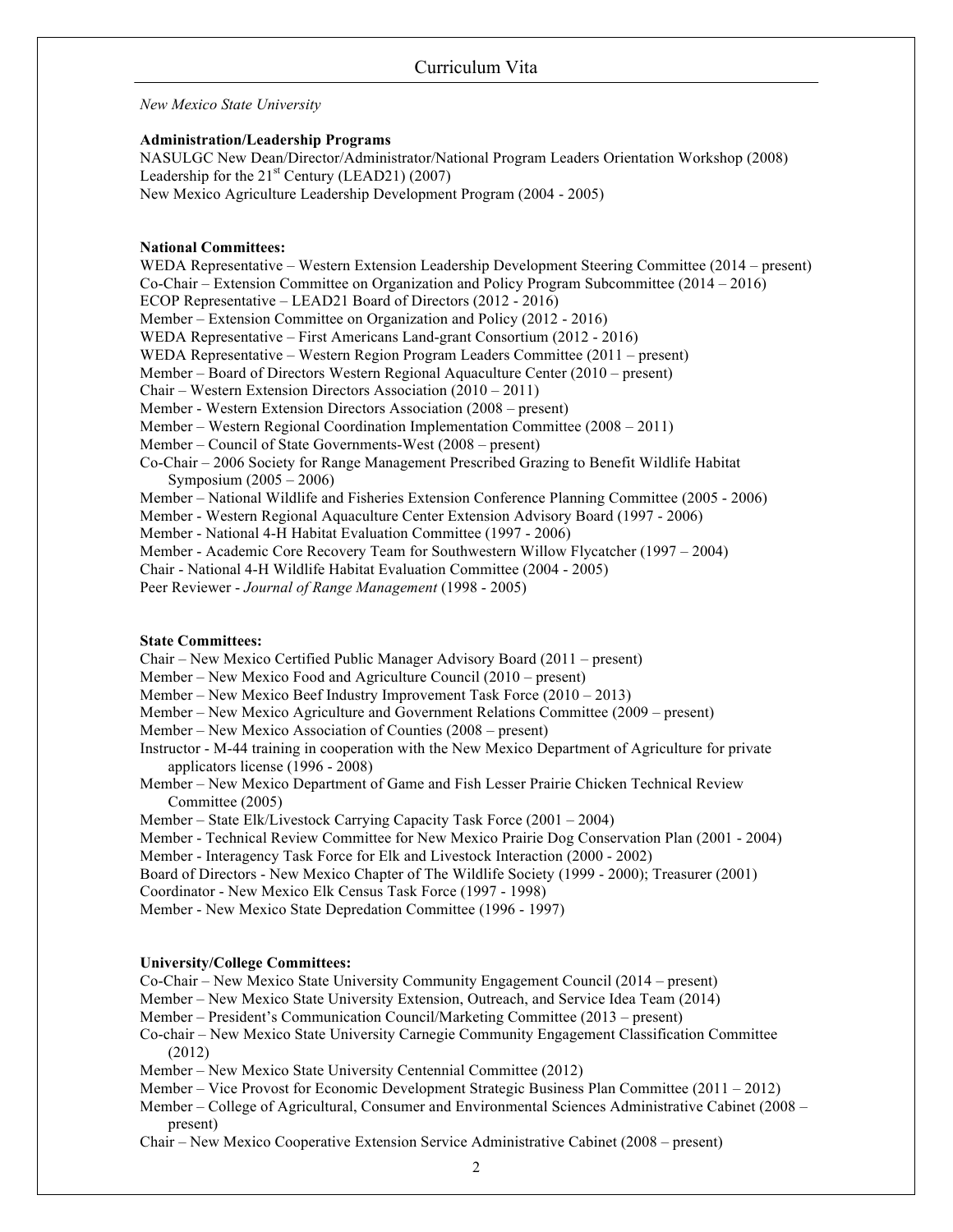*New Mexico State University*

**Administration/Leadership Programs**

NASULGC New Dean/Director/Administrator/National Program Leaders Orientation Workshop (2008)
Leadership for the 21st Century (LEAD21) (2007)
New Mexico Agriculture Leadership Development Program (2004 - 2005)

**National Committees:**

WEDA Representative – Western Extension Leadership Development Steering Committee (2014 – present)
Co-Chair – Extension Committee on Organization and Policy Program Subcommittee (2014 – 2016)
ECOP Representative – LEAD21 Board of Directors (2012 - 2016)
Member – Extension Committee on Organization and Policy (2012 - 2016)
WEDA Representative – First Americans Land-grant Consortium (2012 - 2016)
WEDA Representative – Western Region Program Leaders Committee (2011 – present)
Member – Board of Directors Western Regional Aquaculture Center (2010 – present)
Chair – Western Extension Directors Association (2010 – 2011)
Member - Western Extension Directors Association (2008 – present)
Member – Western Regional Coordination Implementation Committee (2008 – 2011)
Member – Council of State Governments-West (2008 – present)
Co-Chair – 2006 Society for Range Management Prescribed Grazing to Benefit Wildlife Habitat Symposium (2005 – 2006)
Member – National Wildlife and Fisheries Extension Conference Planning Committee (2005 - 2006)
Member - Western Regional Aquaculture Center Extension Advisory Board (1997 - 2006)
Member - National 4-H Habitat Evaluation Committee (1997 - 2006)
Member - Academic Core Recovery Team for Southwestern Willow Flycatcher (1997 – 2004)
Chair - National 4-H Wildlife Habitat Evaluation Committee (2004 - 2005)
Peer Reviewer - *Journal of Range Management* (1998 - 2005)

**State Committees:**

Chair – New Mexico Certified Public Manager Advisory Board (2011 – present)
Member – New Mexico Food and Agriculture Council (2010 – present)
Member – New Mexico Beef Industry Improvement Task Force (2010 – 2013)
Member – New Mexico Agriculture and Government Relations Committee (2009 – present)
Member – New Mexico Association of Counties (2008 – present)
Instructor - M-44 training in cooperation with the New Mexico Department of Agriculture for private applicators license (1996 - 2008)
Member – New Mexico Department of Game and Fish Lesser Prairie Chicken Technical Review Committee (2005)
Member – State Elk/Livestock Carrying Capacity Task Force (2001 – 2004)
Member - Technical Review Committee for New Mexico Prairie Dog Conservation Plan (2001 - 2004)
Member - Interagency Task Force for Elk and Livestock Interaction (2000 - 2002)
Board of Directors - New Mexico Chapter of The Wildlife Society (1999 - 2000); Treasurer (2001)
Coordinator - New Mexico Elk Census Task Force (1997 - 1998)
Member - New Mexico State Depredation Committee (1996 - 1997)

**University/College Committees:**

Co-Chair – New Mexico State University Community Engagement Council (2014 – present)
Member – New Mexico State University Extension, Outreach, and Service Idea Team (2014)
Member – President's Communication Council/Marketing Committee (2013 – present)
Co-chair – New Mexico State University Carnegie Community Engagement Classification Committee (2012)
Member – New Mexico State University Centennial Committee (2012)
Member – Vice Provost for Economic Development Strategic Business Plan Committee (2011 – 2012)
Member – College of Agricultural, Consumer and Environmental Sciences Administrative Cabinet (2008 – present)
Chair – New Mexico Cooperative Extension Service Administrative Cabinet (2008 – present)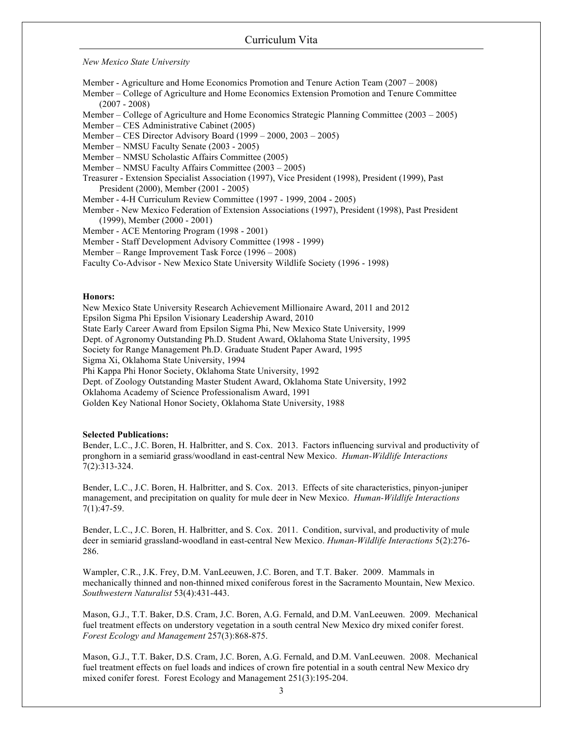*New Mexico State University*

Member - Agriculture and Home Economics Promotion and Tenure Action Team (2007 – 2008)
Member – College of Agriculture and Home Economics Extension Promotion and Tenure Committee (2007 - 2008)
Member – College of Agriculture and Home Economics Strategic Planning Committee (2003 – 2005)
Member – CES Administrative Cabinet (2005)
Member – CES Director Advisory Board (1999 – 2000, 2003 – 2005)
Member – NMSU Faculty Senate (2003 - 2005)
Member – NMSU Scholastic Affairs Committee (2005)
Member – NMSU Faculty Affairs Committee (2003 – 2005)
Treasurer - Extension Specialist Association (1997), Vice President (1998), President (1999), Past President (2000), Member (2001 - 2005)
Member - 4-H Curriculum Review Committee (1997 - 1999, 2004 - 2005)
Member - New Mexico Federation of Extension Associations (1997), President (1998), Past President (1999), Member (2000 - 2001)
Member - ACE Mentoring Program (1998 - 2001)
Member - Staff Development Advisory Committee (1998 - 1999)
Member – Range Improvement Task Force (1996 – 2008)
Faculty Co-Advisor - New Mexico State University Wildlife Society (1996 - 1998)

**Honors:**

New Mexico State University Research Achievement Millionaire Award, 2011 and 2012
Epsilon Sigma Phi Epsilon Visionary Leadership Award, 2010
State Early Career Award from Epsilon Sigma Phi, New Mexico State University, 1999
Dept. of Agronomy Outstanding Ph.D. Student Award, Oklahoma State University, 1995
Society for Range Management Ph.D. Graduate Student Paper Award, 1995
Sigma Xi, Oklahoma State University, 1994
Phi Kappa Phi Honor Society, Oklahoma State University, 1992
Dept. of Zoology Outstanding Master Student Award, Oklahoma State University, 1992
Oklahoma Academy of Science Professionalism Award, 1991
Golden Key National Honor Society, Oklahoma State University, 1988

**Selected Publications:**

Bender, L.C., J.C. Boren, H. Halbritter, and S. Cox. 2013. Factors influencing survival and productivity of pronghorn in a semiarid grass/woodland in east-central New Mexico. *Human-Wildlife Interactions* 7(2):313-324.

Bender, L.C., J.C. Boren, H. Halbritter, and S. Cox. 2013. Effects of site characteristics, pinyon-juniper management, and precipitation on quality for mule deer in New Mexico. *Human-Wildlife Interactions* 7(1):47-59.

Bender, L.C., J.C. Boren, H. Halbritter, and S. Cox. 2011. Condition, survival, and productivity of mule deer in semiarid grassland-woodland in east-central New Mexico. *Human-Wildlife Interactions* 5(2):276-286.

Wampler, C.R., J.K. Frey, D.M. VanLeeuwen, J.C. Boren, and T.T. Baker. 2009. Mammals in mechanically thinned and non-thinned mixed coniferous forest in the Sacramento Mountain, New Mexico. *Southwestern Naturalist* 53(4):431-443.

Mason, G.J., T.T. Baker, D.S. Cram, J.C. Boren, A.G. Fernald, and D.M. VanLeeuwen. 2009. Mechanical fuel treatment effects on understory vegetation in a south central New Mexico dry mixed conifer forest. *Forest Ecology and Management* 257(3):868-875.

Mason, G.J., T.T. Baker, D.S. Cram, J.C. Boren, A.G. Fernald, and D.M. VanLeeuwen. 2008. Mechanical fuel treatment effects on fuel loads and indices of crown fire potential in a south central New Mexico dry mixed conifer forest. Forest Ecology and Management 251(3):195-204.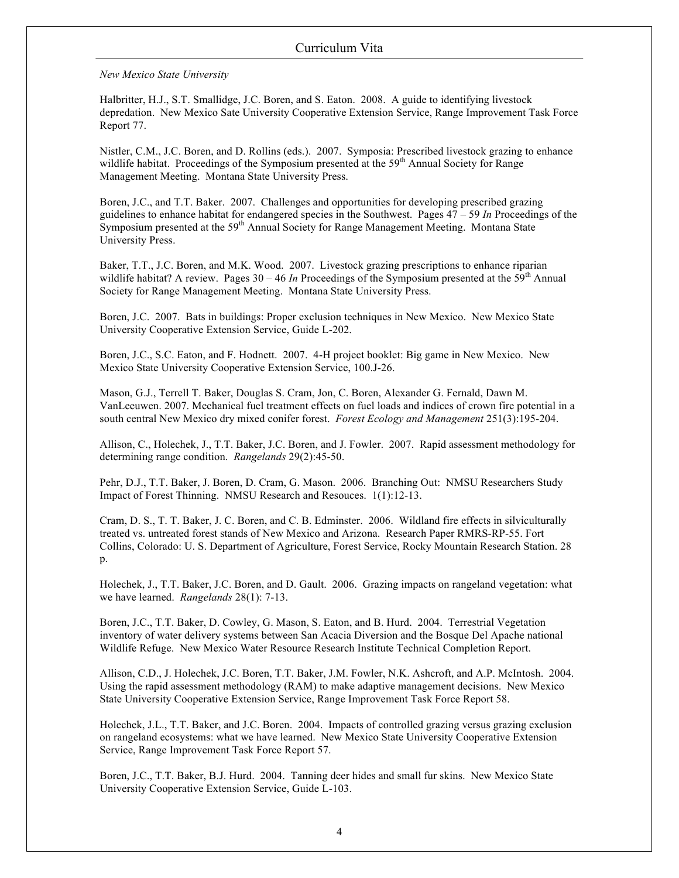*New Mexico State University*

Halbritter, H.J., S.T. Smallidge, J.C. Boren, and S. Eaton. 2008. A guide to identifying livestock depredation. New Mexico Sate University Cooperative Extension Service, Range Improvement Task Force Report 77.

Nistler, C.M., J.C. Boren, and D. Rollins (eds.). 2007. Symposia: Prescribed livestock grazing to enhance wildlife habitat. Proceedings of the Symposium presented at the 59th Annual Society for Range Management Meeting. Montana State University Press.

Boren, J.C., and T.T. Baker. 2007. Challenges and opportunities for developing prescribed grazing guidelines to enhance habitat for endangered species in the Southwest. Pages 47 – 59 *In* Proceedings of the Symposium presented at the 59th Annual Society for Range Management Meeting. Montana State University Press.

Baker, T.T., J.C. Boren, and M.K. Wood. 2007. Livestock grazing prescriptions to enhance riparian wildlife habitat? A review. Pages 30 – 46 *In* Proceedings of the Symposium presented at the 59th Annual Society for Range Management Meeting. Montana State University Press.

Boren, J.C. 2007. Bats in buildings: Proper exclusion techniques in New Mexico. New Mexico State University Cooperative Extension Service, Guide L-202.

Boren, J.C., S.C. Eaton, and F. Hodnett. 2007. 4-H project booklet: Big game in New Mexico. New Mexico State University Cooperative Extension Service, 100.J-26.

Mason, G.J., Terrell T. Baker, Douglas S. Cram, Jon, C. Boren, Alexander G. Fernald, Dawn M. VanLeeuwen. 2007. Mechanical fuel treatment effects on fuel loads and indices of crown fire potential in a south central New Mexico dry mixed conifer forest. *Forest Ecology and Management* 251(3):195-204.

Allison, C., Holechek, J., T.T. Baker, J.C. Boren, and J. Fowler. 2007. Rapid assessment methodology for determining range condition. *Rangelands* 29(2):45-50.

Pehr, D.J., T.T. Baker, J. Boren, D. Cram, G. Mason. 2006. Branching Out: NMSU Researchers Study Impact of Forest Thinning. NMSU Research and Resouces. 1(1):12-13.

Cram, D. S., T. T. Baker, J. C. Boren, and C. B. Edminster. 2006. Wildland fire effects in silviculturally treated vs. untreated forest stands of New Mexico and Arizona. Research Paper RMRS-RP-55. Fort Collins, Colorado: U. S. Department of Agriculture, Forest Service, Rocky Mountain Research Station. 28 p.

Holechek, J., T.T. Baker, J.C. Boren, and D. Gault. 2006. Grazing impacts on rangeland vegetation: what we have learned. *Rangelands* 28(1): 7-13.

Boren, J.C., T.T. Baker, D. Cowley, G. Mason, S. Eaton, and B. Hurd. 2004. Terrestrial Vegetation inventory of water delivery systems between San Acacia Diversion and the Bosque Del Apache national Wildlife Refuge. New Mexico Water Resource Research Institute Technical Completion Report.

Allison, C.D., J. Holechek, J.C. Boren, T.T. Baker, J.M. Fowler, N.K. Ashcroft, and A.P. McIntosh. 2004. Using the rapid assessment methodology (RAM) to make adaptive management decisions. New Mexico State University Cooperative Extension Service, Range Improvement Task Force Report 58.

Holechek, J.L., T.T. Baker, and J.C. Boren. 2004. Impacts of controlled grazing versus grazing exclusion on rangeland ecosystems: what we have learned. New Mexico State University Cooperative Extension Service, Range Improvement Task Force Report 57.

Boren, J.C., T.T. Baker, B.J. Hurd. 2004. Tanning deer hides and small fur skins. New Mexico State University Cooperative Extension Service, Guide L-103.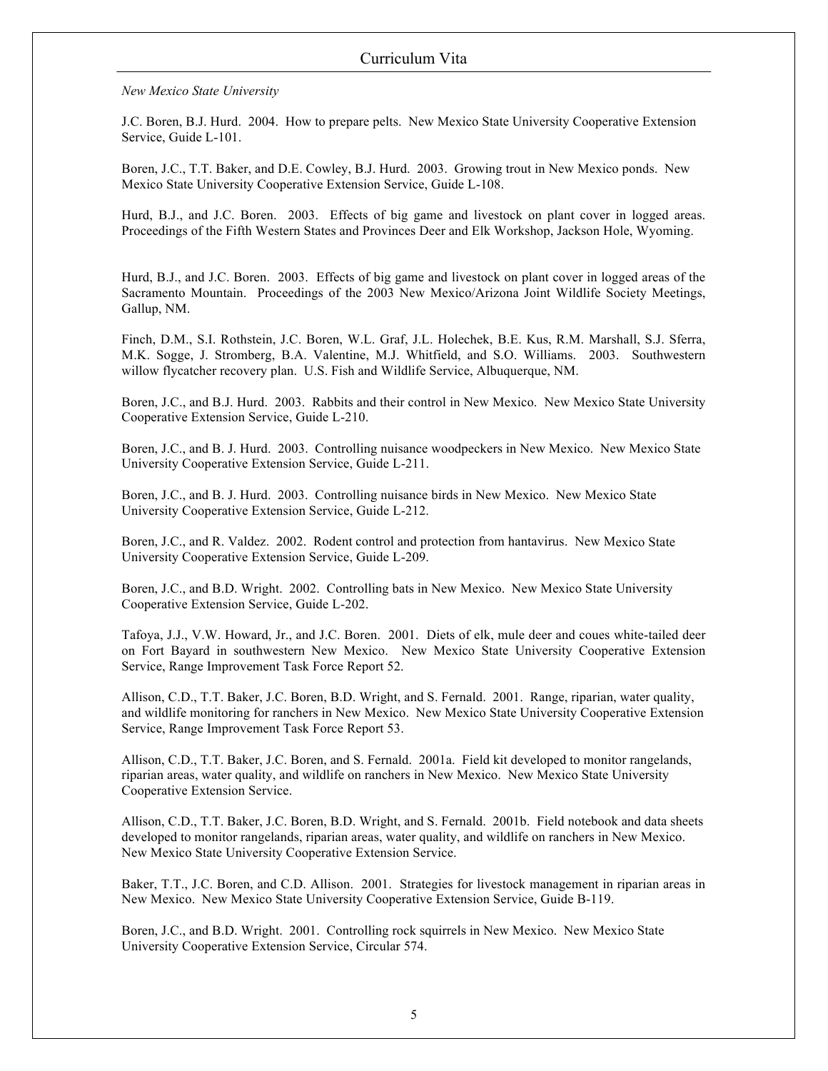*New Mexico State University*

J.C. Boren, B.J. Hurd. 2004. How to prepare pelts. New Mexico State University Cooperative Extension Service, Guide L-101.

Boren, J.C., T.T. Baker, and D.E. Cowley, B.J. Hurd. 2003. Growing trout in New Mexico ponds. New Mexico State University Cooperative Extension Service, Guide L-108.

Hurd, B.J., and J.C. Boren. 2003. Effects of big game and livestock on plant cover in logged areas. Proceedings of the Fifth Western States and Provinces Deer and Elk Workshop, Jackson Hole, Wyoming.

Hurd, B.J., and J.C. Boren. 2003. Effects of big game and livestock on plant cover in logged areas of the Sacramento Mountain. Proceedings of the 2003 New Mexico/Arizona Joint Wildlife Society Meetings, Gallup, NM.

Finch, D.M., S.I. Rothstein, J.C. Boren, W.L. Graf, J.L. Holechek, B.E. Kus, R.M. Marshall, S.J. Sferra, M.K. Sogge, J. Stromberg, B.A. Valentine, M.J. Whitfield, and S.O. Williams. 2003. Southwestern willow flycatcher recovery plan. U.S. Fish and Wildlife Service, Albuquerque, NM.

Boren, J.C., and B.J. Hurd. 2003. Rabbits and their control in New Mexico. New Mexico State University Cooperative Extension Service, Guide L-210.

Boren, J.C., and B. J. Hurd. 2003. Controlling nuisance woodpeckers in New Mexico. New Mexico State University Cooperative Extension Service, Guide L-211.

Boren, J.C., and B. J. Hurd. 2003. Controlling nuisance birds in New Mexico. New Mexico State University Cooperative Extension Service, Guide L-212.

Boren, J.C., and R. Valdez. 2002. Rodent control and protection from hantavirus. New Mexico State University Cooperative Extension Service, Guide L-209.

Boren, J.C., and B.D. Wright. 2002. Controlling bats in New Mexico. New Mexico State University Cooperative Extension Service, Guide L-202.

Tafoya, J.J., V.W. Howard, Jr., and J.C. Boren. 2001. Diets of elk, mule deer and coues white-tailed deer on Fort Bayard in southwestern New Mexico. New Mexico State University Cooperative Extension Service, Range Improvement Task Force Report 52.

Allison, C.D., T.T. Baker, J.C. Boren, B.D. Wright, and S. Fernald. 2001. Range, riparian, water quality, and wildlife monitoring for ranchers in New Mexico. New Mexico State University Cooperative Extension Service, Range Improvement Task Force Report 53.

Allison, C.D., T.T. Baker, J.C. Boren, and S. Fernald. 2001a. Field kit developed to monitor rangelands, riparian areas, water quality, and wildlife on ranchers in New Mexico. New Mexico State University Cooperative Extension Service.

Allison, C.D., T.T. Baker, J.C. Boren, B.D. Wright, and S. Fernald. 2001b. Field notebook and data sheets developed to monitor rangelands, riparian areas, water quality, and wildlife on ranchers in New Mexico. New Mexico State University Cooperative Extension Service.

Baker, T.T., J.C. Boren, and C.D. Allison. 2001. Strategies for livestock management in riparian areas in New Mexico. New Mexico State University Cooperative Extension Service, Guide B-119.

Boren, J.C., and B.D. Wright. 2001. Controlling rock squirrels in New Mexico. New Mexico State University Cooperative Extension Service, Circular 574.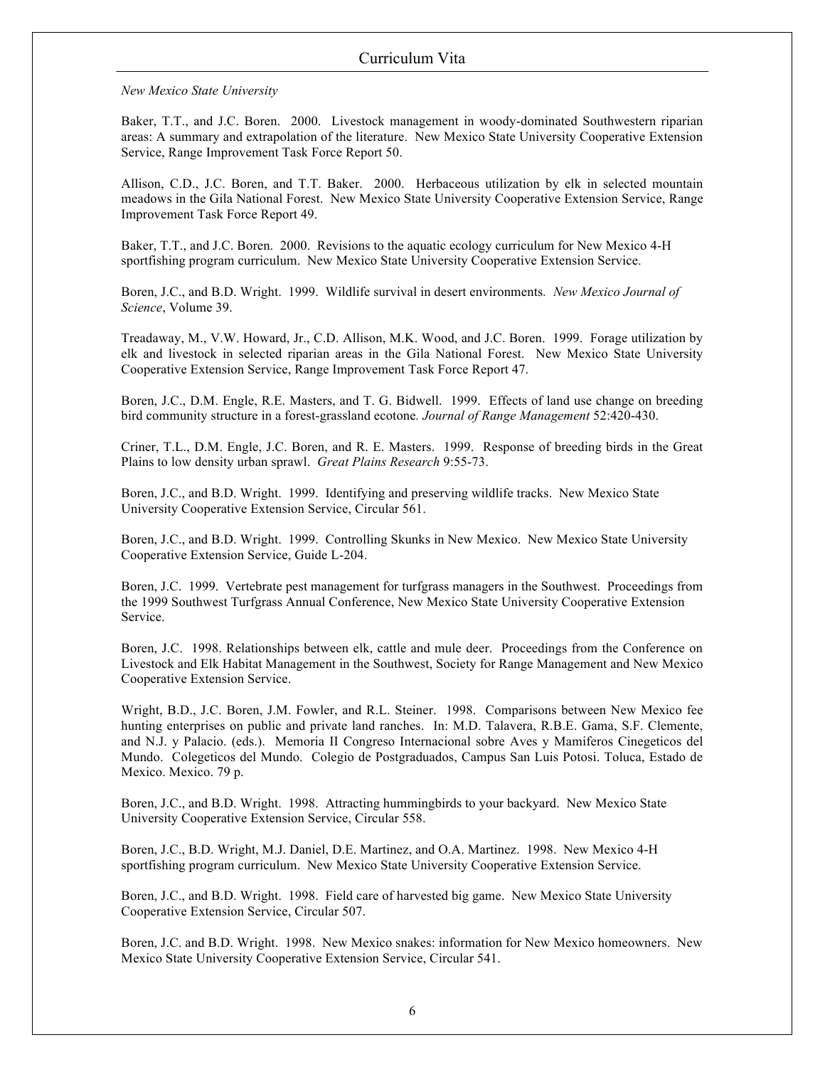*New Mexico State University*

Baker, T.T., and J.C. Boren. 2000. Livestock management in woody-dominated Southwestern riparian areas: A summary and extrapolation of the literature. New Mexico State University Cooperative Extension Service, Range Improvement Task Force Report 50.

Allison, C.D., J.C. Boren, and T.T. Baker. 2000. Herbaceous utilization by elk in selected mountain meadows in the Gila National Forest. New Mexico State University Cooperative Extension Service, Range Improvement Task Force Report 49.

Baker, T.T., and J.C. Boren. 2000. Revisions to the aquatic ecology curriculum for New Mexico 4-H sportfishing program curriculum. New Mexico State University Cooperative Extension Service.

Boren, J.C., and B.D. Wright. 1999. Wildlife survival in desert environments. *New Mexico Journal of Science*, Volume 39.

Treadaway, M., V.W. Howard, Jr., C.D. Allison, M.K. Wood, and J.C. Boren. 1999. Forage utilization by elk and livestock in selected riparian areas in the Gila National Forest. New Mexico State University Cooperative Extension Service, Range Improvement Task Force Report 47.

Boren, J.C., D.M. Engle, R.E. Masters, and T. G. Bidwell. 1999. Effects of land use change on breeding bird community structure in a forest-grassland ecotone. *Journal of Range Management* 52:420-430.

Criner, T.L., D.M. Engle, J.C. Boren, and R. E. Masters. 1999. Response of breeding birds in the Great Plains to low density urban sprawl. *Great Plains Research* 9:55-73.

Boren, J.C., and B.D. Wright. 1999. Identifying and preserving wildlife tracks. New Mexico State University Cooperative Extension Service, Circular 561.

Boren, J.C., and B.D. Wright. 1999. Controlling Skunks in New Mexico. New Mexico State University Cooperative Extension Service, Guide L-204.

Boren, J.C. 1999. Vertebrate pest management for turfgrass managers in the Southwest. Proceedings from the 1999 Southwest Turfgrass Annual Conference, New Mexico State University Cooperative Extension Service.

Boren, J.C. 1998. Relationships between elk, cattle and mule deer. Proceedings from the Conference on Livestock and Elk Habitat Management in the Southwest, Society for Range Management and New Mexico Cooperative Extension Service.

Wright, B.D., J.C. Boren, J.M. Fowler, and R.L. Steiner. 1998. Comparisons between New Mexico fee hunting enterprises on public and private land ranches. In: M.D. Talavera, R.B.E. Gama, S.F. Clemente, and N.J. y Palacio. (eds.). Memoria II Congreso Internacional sobre Aves y Mamiferos Cinegeticos del Mundo. Colegeticos del Mundo. Colegio de Postgraduados, Campus San Luis Potosi. Toluca, Estado de Mexico. Mexico. 79 p.

Boren, J.C., and B.D. Wright. 1998. Attracting hummingbirds to your backyard. New Mexico State University Cooperative Extension Service, Circular 558.

Boren, J.C., B.D. Wright, M.J. Daniel, D.E. Martinez, and O.A. Martinez. 1998. New Mexico 4-H sportfishing program curriculum. New Mexico State University Cooperative Extension Service.

Boren, J.C., and B.D. Wright. 1998. Field care of harvested big game. New Mexico State University Cooperative Extension Service, Circular 507.

Boren, J.C. and B.D. Wright. 1998. New Mexico snakes: information for New Mexico homeowners. New Mexico State University Cooperative Extension Service, Circular 541.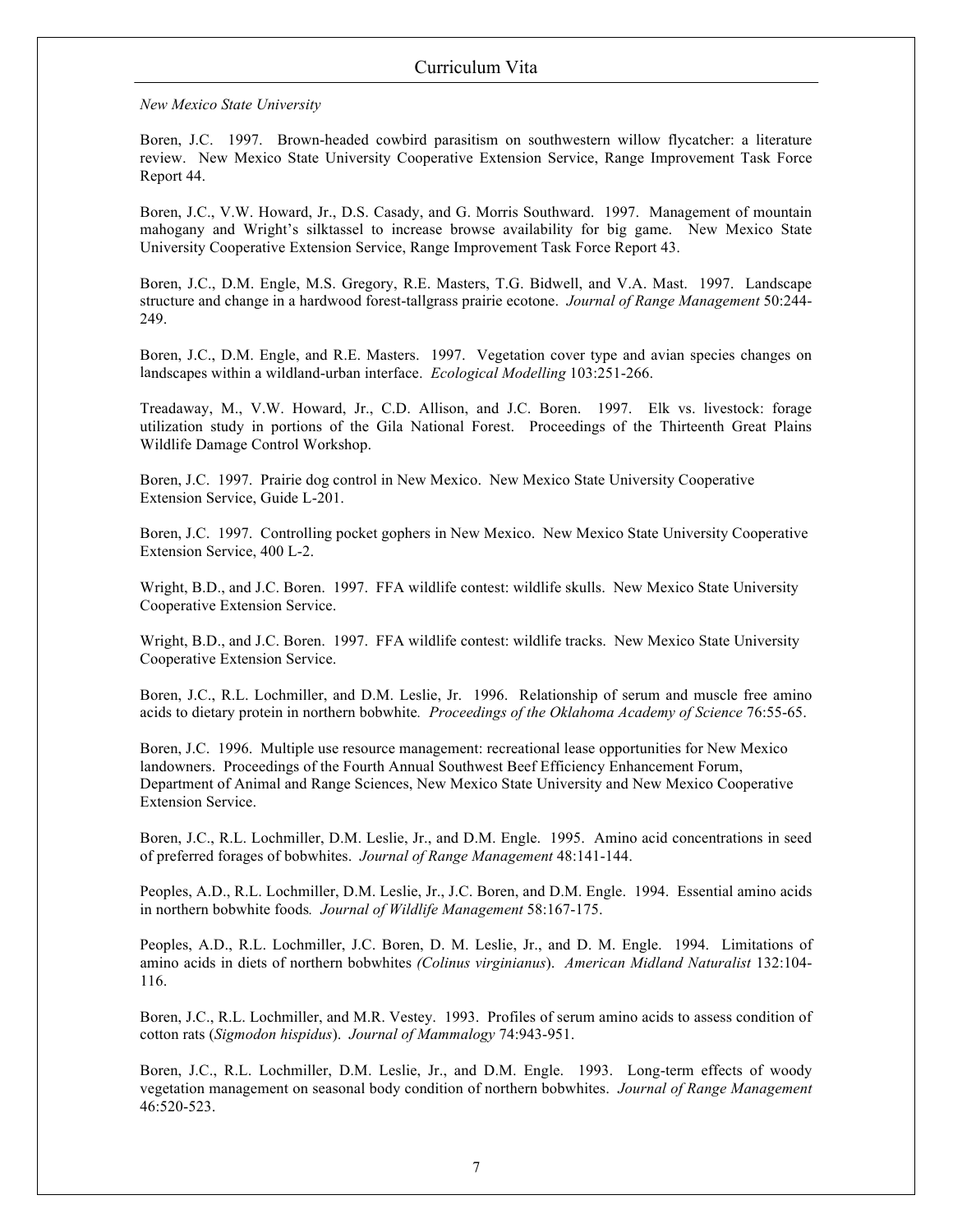*New Mexico State University*

Boren, J.C. 1997. Brown-headed cowbird parasitism on southwestern willow flycatcher: a literature review. New Mexico State University Cooperative Extension Service, Range Improvement Task Force Report 44.

Boren, J.C., V.W. Howard, Jr., D.S. Casady, and G. Morris Southward. 1997. Management of mountain mahogany and Wright's silktassel to increase browse availability for big game. New Mexico State University Cooperative Extension Service, Range Improvement Task Force Report 43.

Boren, J.C., D.M. Engle, M.S. Gregory, R.E. Masters, T.G. Bidwell, and V.A. Mast. 1997. Landscape structure and change in a hardwood forest-tallgrass prairie ecotone. *Journal of Range Management* 50:244-249.

Boren, J.C., D.M. Engle, and R.E. Masters. 1997. Vegetation cover type and avian species changes on landscapes within a wildland-urban interface. *Ecological Modelling* 103:251-266.

Treadaway, M., V.W. Howard, Jr., C.D. Allison, and J.C. Boren. 1997. Elk vs. livestock: forage utilization study in portions of the Gila National Forest. Proceedings of the Thirteenth Great Plains Wildlife Damage Control Workshop.

Boren, J.C. 1997. Prairie dog control in New Mexico. New Mexico State University Cooperative Extension Service, Guide L-201.

Boren, J.C. 1997. Controlling pocket gophers in New Mexico. New Mexico State University Cooperative Extension Service, 400 L-2.

Wright, B.D., and J.C. Boren. 1997. FFA wildlife contest: wildlife skulls. New Mexico State University Cooperative Extension Service.

Wright, B.D., and J.C. Boren. 1997. FFA wildlife contest: wildlife tracks. New Mexico State University Cooperative Extension Service.

Boren, J.C., R.L. Lochmiller, and D.M. Leslie, Jr. 1996. Relationship of serum and muscle free amino acids to dietary protein in northern bobwhite. *Proceedings of the Oklahoma Academy of Science* 76:55-65.

Boren, J.C. 1996. Multiple use resource management: recreational lease opportunities for New Mexico landowners. Proceedings of the Fourth Annual Southwest Beef Efficiency Enhancement Forum, Department of Animal and Range Sciences, New Mexico State University and New Mexico Cooperative Extension Service.

Boren, J.C., R.L. Lochmiller, D.M. Leslie, Jr., and D.M. Engle. 1995. Amino acid concentrations in seed of preferred forages of bobwhites. *Journal of Range Management* 48:141-144.

Peoples, A.D., R.L. Lochmiller, D.M. Leslie, Jr., J.C. Boren, and D.M. Engle. 1994. Essential amino acids in northern bobwhite foods. *Journal of Wildlife Management* 58:167-175.

Peoples, A.D., R.L. Lochmiller, J.C. Boren, D. M. Leslie, Jr., and D. M. Engle. 1994. Limitations of amino acids in diets of northern bobwhites *(Colinus virginianus*). *American Midland Naturalist* 132:104-116.

Boren, J.C., R.L. Lochmiller, and M.R. Vestey. 1993. Profiles of serum amino acids to assess condition of cotton rats (*Sigmodon hispidus*). *Journal of Mammalogy* 74:943-951.

Boren, J.C., R.L. Lochmiller, D.M. Leslie, Jr., and D.M. Engle. 1993. Long-term effects of woody vegetation management on seasonal body condition of northern bobwhites. *Journal of Range Management* 46:520-523.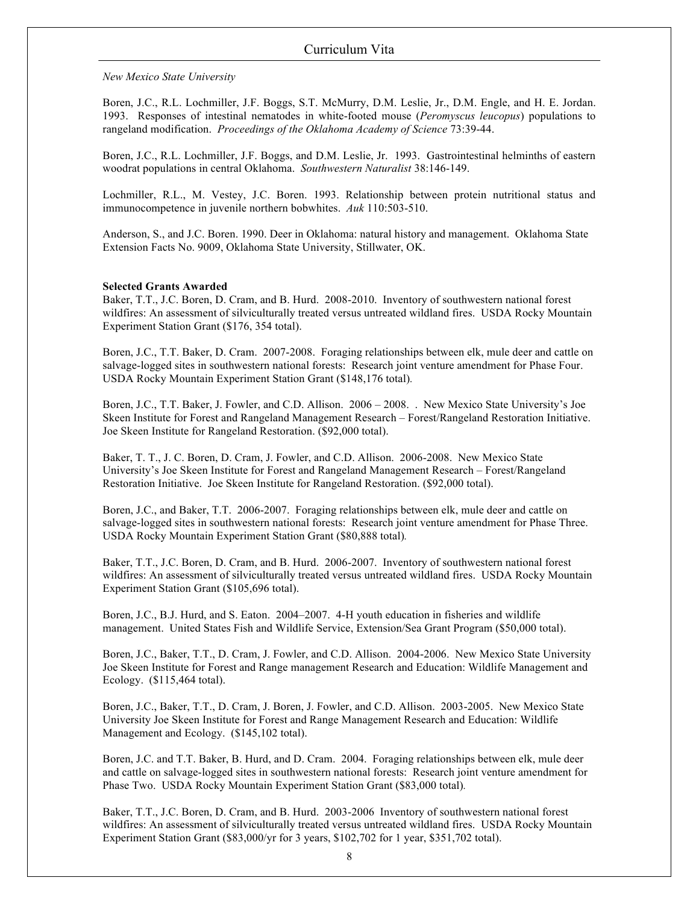*New Mexico State University*

Boren, J.C., R.L. Lochmiller, J.F. Boggs, S.T. McMurry, D.M. Leslie, Jr., D.M. Engle, and H. E. Jordan. 1993. Responses of intestinal nematodes in white-footed mouse (*Peromyscus leucopus*) populations to rangeland modification. *Proceedings of the Oklahoma Academy of Science* 73:39-44.

Boren, J.C., R.L. Lochmiller, J.F. Boggs, and D.M. Leslie, Jr. 1993. Gastrointestinal helminths of eastern woodrat populations in central Oklahoma. *Southwestern Naturalist* 38:146-149.

Lochmiller, R.L., M. Vestey, J.C. Boren. 1993. Relationship between protein nutritional status and immunocompetence in juvenile northern bobwhites. *Auk* 110:503-510.

Anderson, S., and J.C. Boren. 1990. Deer in Oklahoma: natural history and management. Oklahoma State Extension Facts No. 9009, Oklahoma State University, Stillwater, OK.

**Selected Grants Awarded**

Baker, T.T., J.C. Boren, D. Cram, and B. Hurd. 2008-2010. Inventory of southwestern national forest wildfires: An assessment of silviculturally treated versus untreated wildland fires. USDA Rocky Mountain Experiment Station Grant ($176, 354 total).

Boren, J.C., T.T. Baker, D. Cram. 2007-2008. Foraging relationships between elk, mule deer and cattle on salvage-logged sites in southwestern national forests: Research joint venture amendment for Phase Four. USDA Rocky Mountain Experiment Station Grant ($148,176 total).

Boren, J.C., T.T. Baker, J. Fowler, and C.D. Allison. 2006 – 2008. . New Mexico State University's Joe Skeen Institute for Forest and Rangeland Management Research – Forest/Rangeland Restoration Initiative. Joe Skeen Institute for Rangeland Restoration. ($92,000 total).

Baker, T. T., J. C. Boren, D. Cram, J. Fowler, and C.D. Allison. 2006-2008. New Mexico State University's Joe Skeen Institute for Forest and Rangeland Management Research – Forest/Rangeland Restoration Initiative. Joe Skeen Institute for Rangeland Restoration. ($92,000 total).

Boren, J.C., and Baker, T.T. 2006-2007. Foraging relationships between elk, mule deer and cattle on salvage-logged sites in southwestern national forests: Research joint venture amendment for Phase Three. USDA Rocky Mountain Experiment Station Grant ($80,888 total).

Baker, T.T., J.C. Boren, D. Cram, and B. Hurd. 2006-2007. Inventory of southwestern national forest wildfires: An assessment of silviculturally treated versus untreated wildland fires. USDA Rocky Mountain Experiment Station Grant ($105,696 total).

Boren, J.C., B.J. Hurd, and S. Eaton. 2004–2007. 4-H youth education in fisheries and wildlife management. United States Fish and Wildlife Service, Extension/Sea Grant Program ($50,000 total).

Boren, J.C., Baker, T.T., D. Cram, J. Fowler, and C.D. Allison. 2004-2006. New Mexico State University Joe Skeen Institute for Forest and Range management Research and Education: Wildlife Management and Ecology. ($115,464 total).

Boren, J.C., Baker, T.T., D. Cram, J. Boren, J. Fowler, and C.D. Allison. 2003-2005. New Mexico State University Joe Skeen Institute for Forest and Range Management Research and Education: Wildlife Management and Ecology. ($145,102 total).

Boren, J.C. and T.T. Baker, B. Hurd, and D. Cram. 2004. Foraging relationships between elk, mule deer and cattle on salvage-logged sites in southwestern national forests: Research joint venture amendment for Phase Two. USDA Rocky Mountain Experiment Station Grant ($83,000 total).

Baker, T.T., J.C. Boren, D. Cram, and B. Hurd. 2003-2006 Inventory of southwestern national forest wildfires: An assessment of silviculturally treated versus untreated wildland fires. USDA Rocky Mountain Experiment Station Grant ($83,000/yr for 3 years, $102,702 for 1 year, $351,702 total).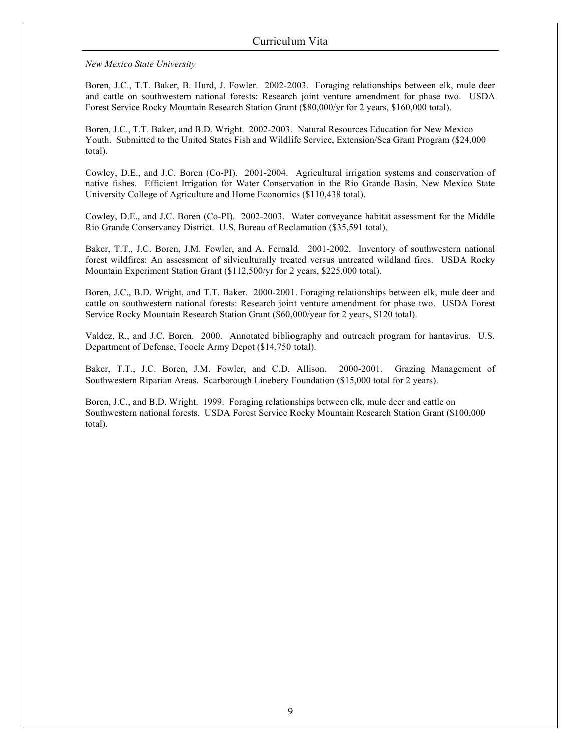*New Mexico State University*

Boren, J.C., T.T. Baker, B. Hurd, J. Fowler. 2002-2003. Foraging relationships between elk, mule deer and cattle on southwestern national forests: Research joint venture amendment for phase two. USDA Forest Service Rocky Mountain Research Station Grant ($80,000/yr for 2 years, $160,000 total).

Boren, J.C., T.T. Baker, and B.D. Wright. 2002-2003. Natural Resources Education for New Mexico Youth. Submitted to the United States Fish and Wildlife Service, Extension/Sea Grant Program ($24,000 total).

Cowley, D.E., and J.C. Boren (Co-PI). 2001-2004. Agricultural irrigation systems and conservation of native fishes. Efficient Irrigation for Water Conservation in the Rio Grande Basin, New Mexico State University College of Agriculture and Home Economics ($110,438 total).

Cowley, D.E., and J.C. Boren (Co-PI). 2002-2003. Water conveyance habitat assessment for the Middle Rio Grande Conservancy District. U.S. Bureau of Reclamation ($35,591 total).

Baker, T.T., J.C. Boren, J.M. Fowler, and A. Fernald. 2001-2002. Inventory of southwestern national forest wildfires: An assessment of silviculturally treated versus untreated wildland fires. USDA Rocky Mountain Experiment Station Grant ($112,500/yr for 2 years, $225,000 total).

Boren, J.C., B.D. Wright, and T.T. Baker. 2000-2001. Foraging relationships between elk, mule deer and cattle on southwestern national forests: Research joint venture amendment for phase two. USDA Forest Service Rocky Mountain Research Station Grant ($60,000/year for 2 years, $120 total).

Valdez, R., and J.C. Boren. 2000. Annotated bibliography and outreach program for hantavirus. U.S. Department of Defense, Tooele Army Depot ($14,750 total).

Baker, T.T., J.C. Boren, J.M. Fowler, and C.D. Allison. 2000-2001. Grazing Management of Southwestern Riparian Areas. Scarborough Linebery Foundation ($15,000 total for 2 years).

Boren, J.C., and B.D. Wright. 1999. Foraging relationships between elk, mule deer and cattle on Southwestern national forests. USDA Forest Service Rocky Mountain Research Station Grant ($100,000 total).